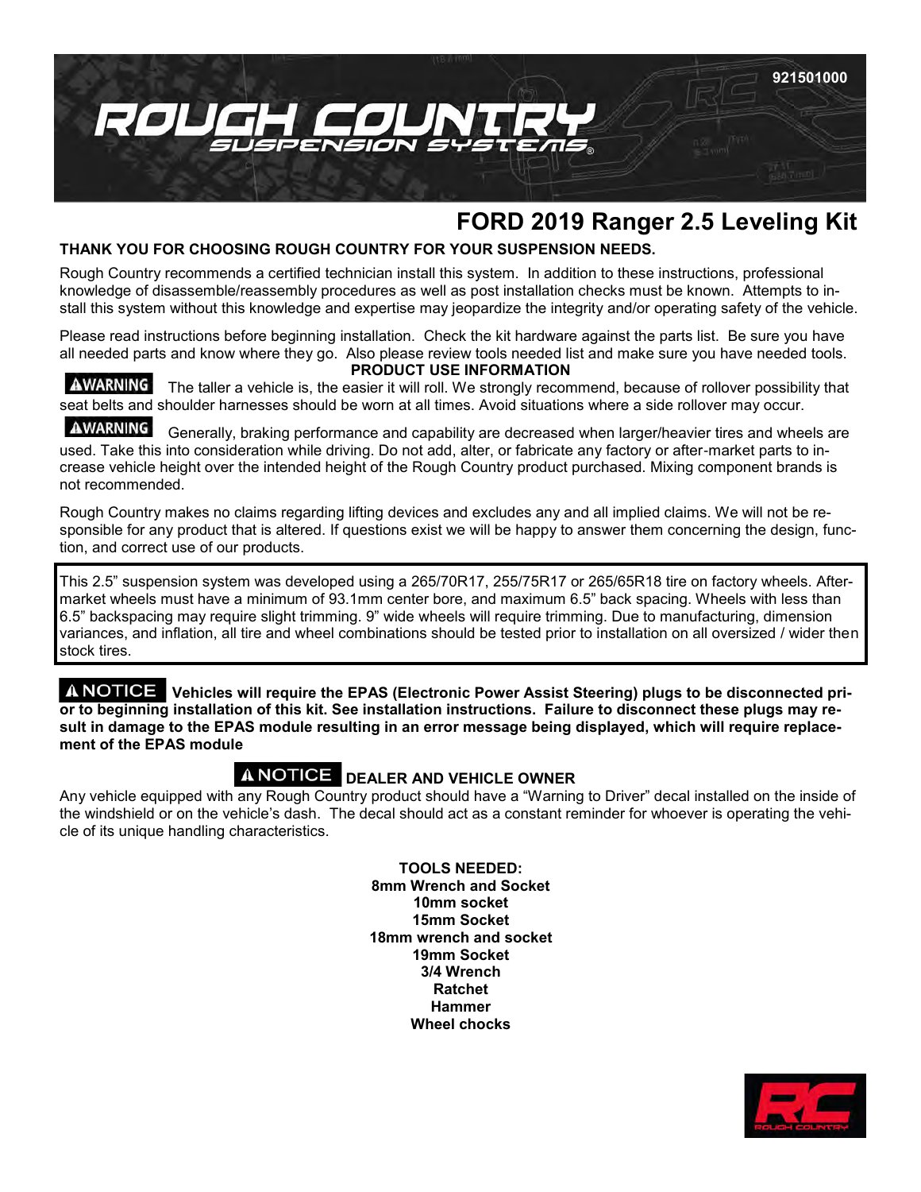# ROUGH COUNTRY SUSPENSION SYSTEMS

921501000

## FORD 2019 Ranger 2.5 Leveling Kit

**THANK YOU FOR CHOOSING ROUGH COUNTRY FOR YOUR SUSPENSION NEEDS.**

Rough Country recommends a certified technician install this system. In addition to these instructions, professional knowledge of disassemble/reassembly procedures as well as post installation checks must be known. Attempts to install this system without this knowledge and expertise may jeopardize the integrity and/or operating safety of the vehicle.

Please read instructions before beginning installation. Check the kit hardware against the parts list. Be sure you have all needed parts and know where they go. Also please review tools needed list and make sure you have needed tools.

**PRODUCT USE INFORMATION**

**⚠WARNING** The taller a vehicle is, the easier it will roll. We strongly recommend, because of rollover possibility that seat belts and shoulder harnesses should be worn at all times. Avoid situations where a side rollover may occur.

**⚠WARNING** Generally, braking performance and capability are decreased when larger/heavier tires and wheels are used. Take this into consideration while driving. Do not add, alter, or fabricate any factory or after-market parts to increase vehicle height over the intended height of the Rough Country product purchased. Mixing component brands is not recommended.

Rough Country makes no claims regarding lifting devices and excludes any and all implied claims. We will not be responsible for any product that is altered. If questions exist we will be happy to answer them concerning the design, function, and correct use of our products.

This 2.5" suspension system was developed using a 265/70R17, 255/75R17 or 265/65R18 tire on factory wheels. Aftermarket wheels must have a minimum of 93.1mm center bore, and maximum 6.5" back spacing. Wheels with less than 6.5" backspacing may require slight trimming. 9" wide wheels will require trimming. Due to manufacturing, dimension variances, and inflation, all tire and wheel combinations should be tested prior to installation on all oversized / wider then stock tires.

**⚠NOTICE Vehicles will require the EPAS (Electronic Power Assist Steering) plugs to be disconnected prior to beginning installation of this kit. See installation instructions. Failure to disconnect these plugs may result in damage to the EPAS module resulting in an error message being displayed, which will require replacement of the EPAS module**

**⚠NOTICE DEALER AND VEHICLE OWNER**

Any vehicle equipped with any Rough Country product should have a "Warning to Driver" decal installed on the inside of the windshield or on the vehicle's dash. The decal should act as a constant reminder for whoever is operating the vehicle of its unique handling characteristics.

**TOOLS NEEDED:**
**8mm Wrench and Socket**
**10mm socket**
**15mm Socket**
**18mm wrench and socket**
**19mm Socket**
**3/4 Wrench**
**Ratchet**
**Hammer**
**Wheel chocks**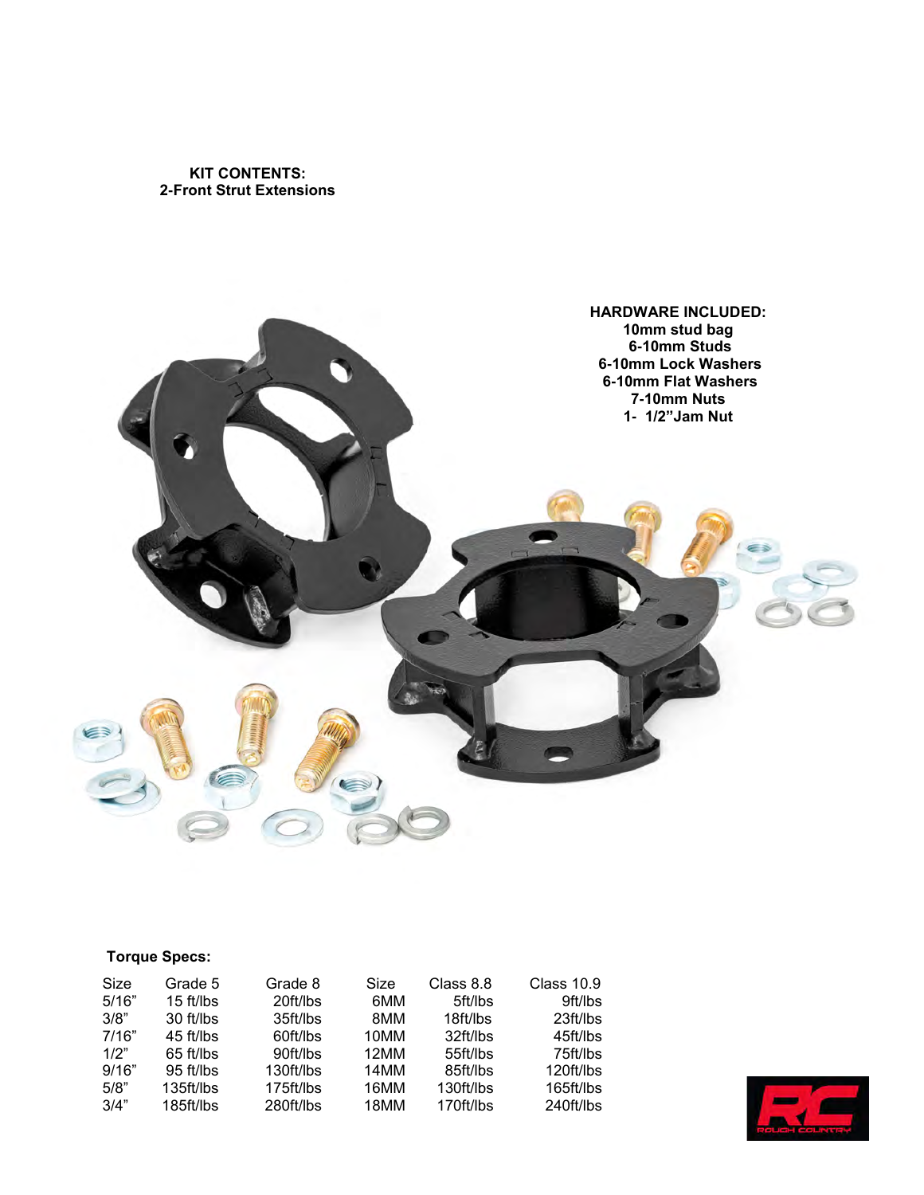**KIT CONTENTS:**
**2-Front Strut Extensions**

**HARDWARE INCLUDED:**
**10mm stud bag**
**6-10mm Studs**
**6-10mm Lock Washers**
**6-10mm Flat Washers**
**7-10mm Nuts**
**1- 1/2”Jam Nut**

**Torque Specs:**

| Size | Grade 5 | Grade 8 | Size | Class 8.8 | Class 10.9 |
|---|---|---|---|---|---|
| 5/16” | 15 ft/lbs | 20ft/lbs | 6MM | 5ft/lbs | 9ft/lbs |
| 3/8” | 30 ft/lbs | 35ft/lbs | 8MM | 18ft/lbs | 23ft/lbs |
| 7/16” | 45 ft/lbs | 60ft/lbs | 10MM | 32ft/lbs | 45ft/lbs |
| 1/2” | 65 ft/lbs | 90ft/lbs | 12MM | 55ft/lbs | 75ft/lbs |
| 9/16” | 95 ft/lbs | 130ft/lbs | 14MM | 85ft/lbs | 120ft/lbs |
| 5/8” | 135ft/lbs | 175ft/lbs | 16MM | 130ft/lbs | 165ft/lbs |
| 3/4” | 185ft/lbs | 280ft/lbs | 18MM | 170ft/lbs | 240ft/lbs |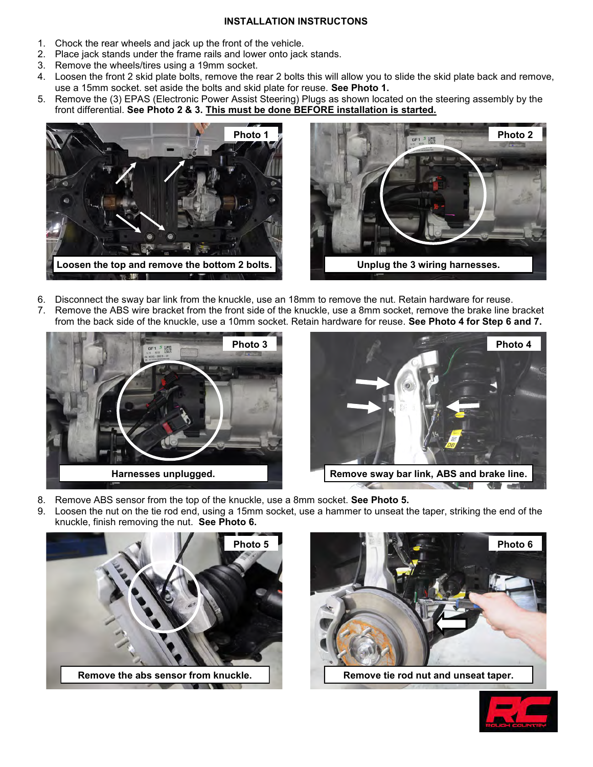## INSTALLATION INSTRUCTONS

1. Chock the rear wheels and jack up the front of the vehicle.
2. Place jack stands under the frame rails and lower onto jack stands.
3. Remove the wheels/tires using a 19mm socket.
4. Loosen the front 2 skid plate bolts, remove the rear 2 bolts this will allow you to slide the skid plate back and remove, use a 15mm socket. set aside the bolts and skid plate for reuse. **See Photo 1.**
5. Remove the (3) EPAS (Electronic Power Assist Steering) Plugs as shown located on the steering assembly by the front differential. **See Photo 2 & 3. <u>This must be done BEFORE installation is started.</u>**

**Photo 1**

Loosen the top and remove the bottom 2 bolts.

**Photo 2**

Unplug the 3 wiring harnesses.

6. Disconnect the sway bar link from the knuckle, use an 18mm to remove the nut. Retain hardware for reuse.
7. Remove the ABS wire bracket from the front side of the knuckle, use a 8mm socket, remove the brake line bracket from the back side of the knuckle, use a 10mm socket. Retain hardware for reuse. **See Photo 4 for Step 6 and 7.**

**Photo 3**

Harnesses unplugged.

**Photo 4**

Remove sway bar link, ABS and brake line.

8. Remove ABS sensor from the top of the knuckle, use a 8mm socket. **See Photo 5.**
9. Loosen the nut on the tie rod end, using a 15mm socket, use a hammer to unseat the taper, striking the end of the knuckle, finish removing the nut. **See Photo 6.**

**Photo 5**

Remove the abs sensor from knuckle.

**Photo 6**

Remove tie rod nut and unseat taper.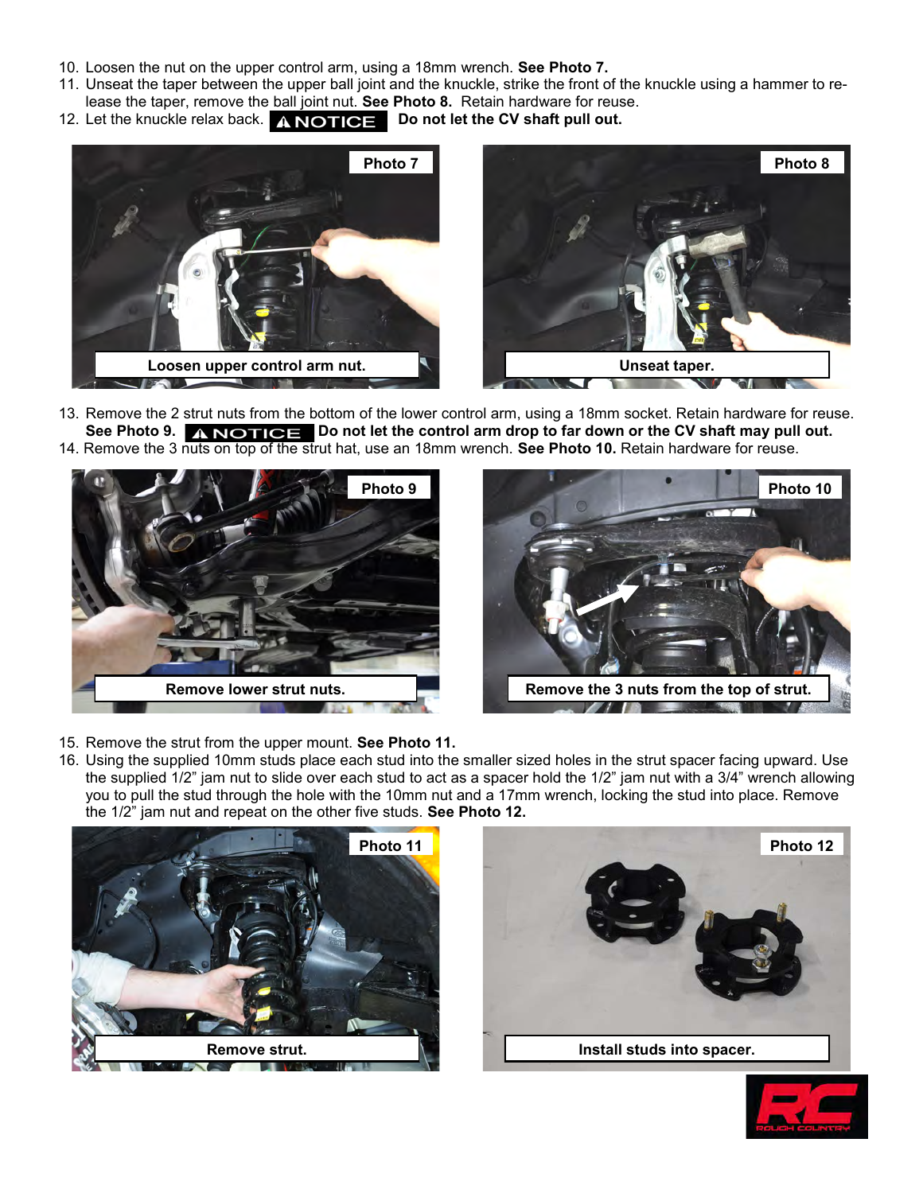10. Loosen the nut on the upper control arm, using a 18mm wrench. **See Photo 7.**
11. Unseat the taper between the upper ball joint and the knuckle, strike the front of the knuckle using a hammer to release the taper, remove the ball joint nut. **See Photo 8.** Retain hardware for reuse.
12. Let the knuckle relax back. **⚠NOTICE Do not let the CV shaft pull out.**

Photo 7

Loosen upper control arm nut.

Photo 8

Unseat taper.

13. Remove the 2 strut nuts from the bottom of the lower control arm, using a 18mm socket. Retain hardware for reuse. **See Photo 9. ⚠NOTICE Do not let the control arm drop to far down or the CV shaft may pull out.**
14. Remove the 3 nuts on top of the strut hat, use an 18mm wrench. **See Photo 10.** Retain hardware for reuse.

Photo 9

Remove lower strut nuts.

Photo 10

Remove the 3 nuts from the top of strut.

15. Remove the strut from the upper mount. **See Photo 11.**
16. Using the supplied 10mm studs place each stud into the smaller sized holes in the strut spacer facing upward. Use the supplied 1/2" jam nut to slide over each stud to act as a spacer hold the 1/2" jam nut with a 3/4" wrench allowing you to pull the stud through the hole with the 10mm nut and a 17mm wrench, locking the stud into place. Remove the 1/2" jam nut and repeat on the other five studs. **See Photo 12.**

Photo 11

Remove strut.

Photo 12

Install studs into spacer.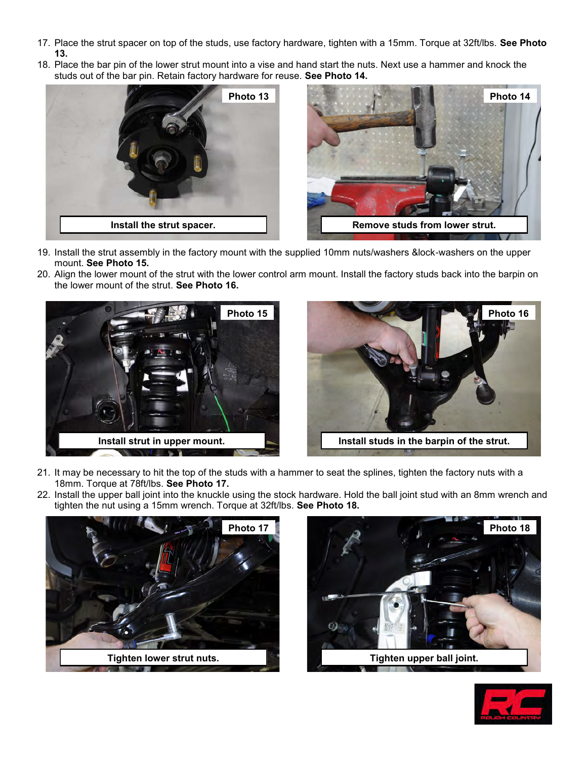17. Place the strut spacer on top of the studs, use factory hardware, tighten with a 15mm. Torque at 32ft/lbs. **See Photo 13.**
18. Place the bar pin of the lower strut mount into a vise and hand start the nuts. Next use a hammer and knock the studs out of the bar pin. Retain factory hardware for reuse. **See Photo 14.**

Photo 13

Install the strut spacer.

Photo 14

Remove studs from lower strut.

19. Install the strut assembly in the factory mount with the supplied 10mm nuts/washers &lock-washers on the upper mount. **See Photo 15.**
20. Align the lower mount of the strut with the lower control arm mount. Install the factory studs back into the barpin on the lower mount of the strut. **See Photo 16.**

Photo 15

Install strut in upper mount.

Photo 16

Install studs in the barpin of the strut.

21. It may be necessary to hit the top of the studs with a hammer to seat the splines, tighten the factory nuts with a 18mm. Torque at 78ft/lbs. **See Photo 17.**
22. Install the upper ball joint into the knuckle using the stock hardware. Hold the ball joint stud with an 8mm wrench and tighten the nut using a 15mm wrench. Torque at 32ft/lbs. **See Photo 18.**

Photo 17

Tighten lower strut nuts.

Photo 18

Tighten upper ball joint.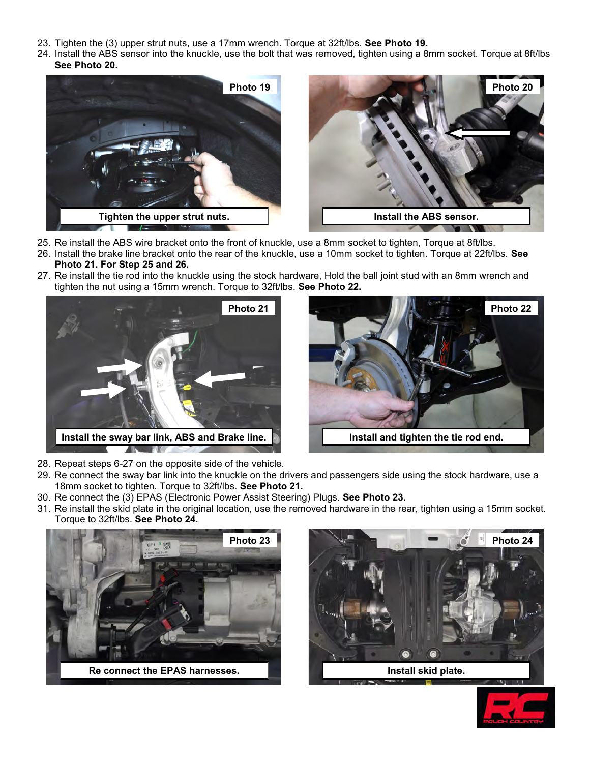23. Tighten the (3) upper strut nuts, use a 17mm wrench. Torque at 32ft/lbs. **See Photo 19.**
24. Install the ABS sensor into the knuckle, use the bolt that was removed, tighten using a 8mm socket. Torque at 8ft/lbs **See Photo 20.**

Photo 19

Tighten the upper strut nuts.

Photo 20

Install the ABS sensor.

25. Re install the ABS wire bracket onto the front of knuckle, use a 8mm socket to tighten, Torque at 8ft/lbs.
26. Install the brake line bracket onto the rear of the knuckle, use a 10mm socket to tighten. Torque at 22ft/lbs. **See Photo 21. For Step 25 and 26.**
27. Re install the tie rod into the knuckle using the stock hardware, Hold the ball joint stud with an 8mm wrench and tighten the nut using a 15mm wrench. Torque to 32ft/lbs. **See Photo 22.**

Photo 21

Install the sway bar link, ABS and Brake line.

Photo 22

Install and tighten the tie rod end.

28. Repeat steps 6-27 on the opposite side of the vehicle.
29. Re connect the sway bar link into the knuckle on the drivers and passengers side using the stock hardware, use a 18mm socket to tighten. Torque to 32ft/lbs. **See Photo 21.**
30. Re connect the (3) EPAS (Electronic Power Assist Steering) Plugs. **See Photo 23.**
31. Re install the skid plate in the original location, use the removed hardware in the rear, tighten using a 15mm socket. Torque to 32ft/lbs. **See Photo 24.**

Photo 23

Re connect the EPAS harnesses.

Photo 24

Install skid plate.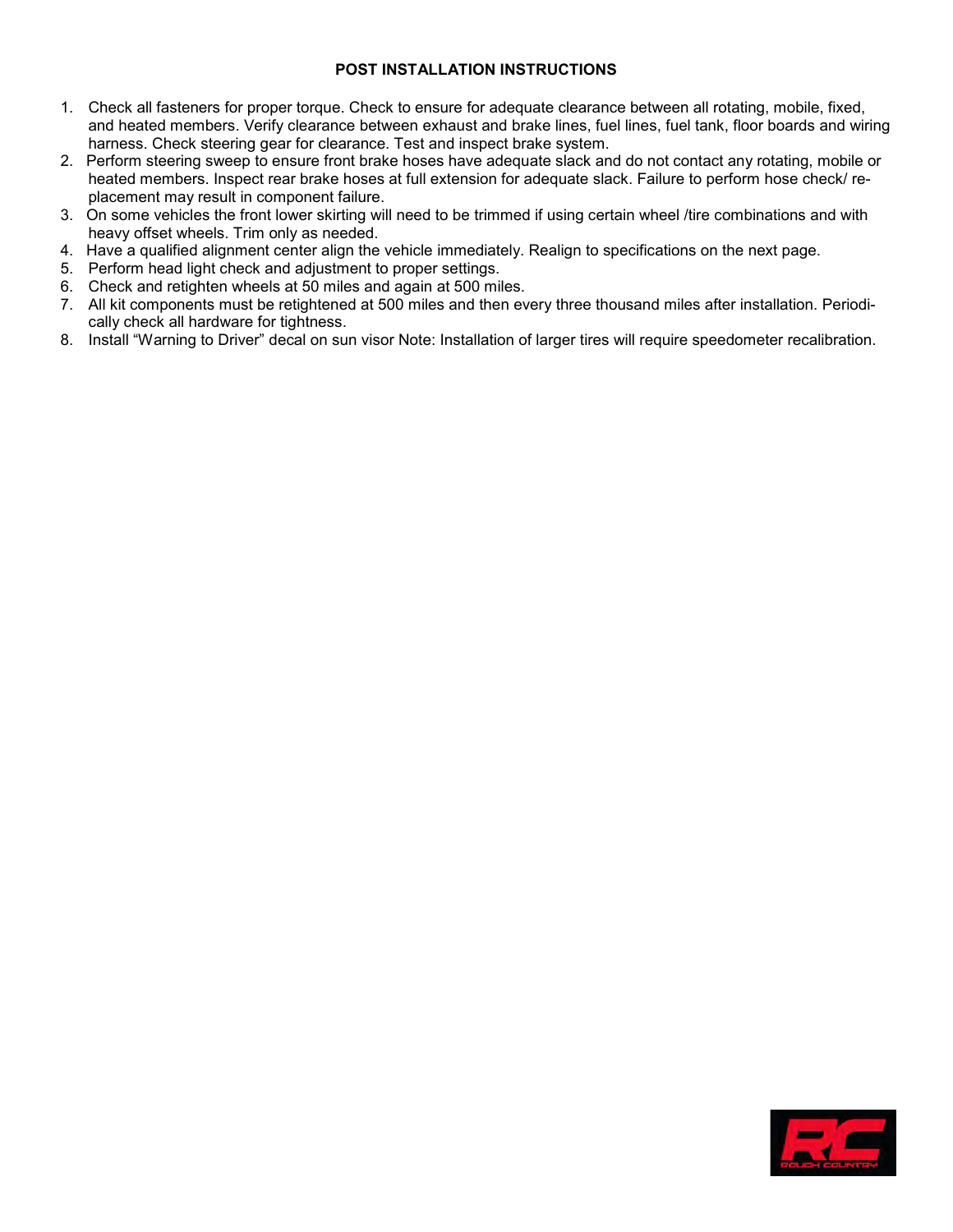## POST INSTALLATION INSTRUCTIONS

1. Check all fasteners for proper torque. Check to ensure for adequate clearance between all rotating, mobile, fixed, and heated members. Verify clearance between exhaust and brake lines, fuel lines, fuel tank, floor boards and wiring harness. Check steering gear for clearance. Test and inspect brake system.
2. Perform steering sweep to ensure front brake hoses have adequate slack and do not contact any rotating, mobile or heated members. Inspect rear brake hoses at full extension for adequate slack. Failure to perform hose check/ replacement may result in component failure.
3. On some vehicles the front lower skirting will need to be trimmed if using certain wheel /tire combinations and with heavy offset wheels. Trim only as needed.
4. Have a qualified alignment center align the vehicle immediately. Realign to specifications on the next page.
5. Perform head light check and adjustment to proper settings.
6. Check and retighten wheels at 50 miles and again at 500 miles.
7. All kit components must be retightened at 500 miles and then every three thousand miles after installation. Periodically check all hardware for tightness.
8. Install "Warning to Driver" decal on sun visor Note: Installation of larger tires will require speedometer recalibration.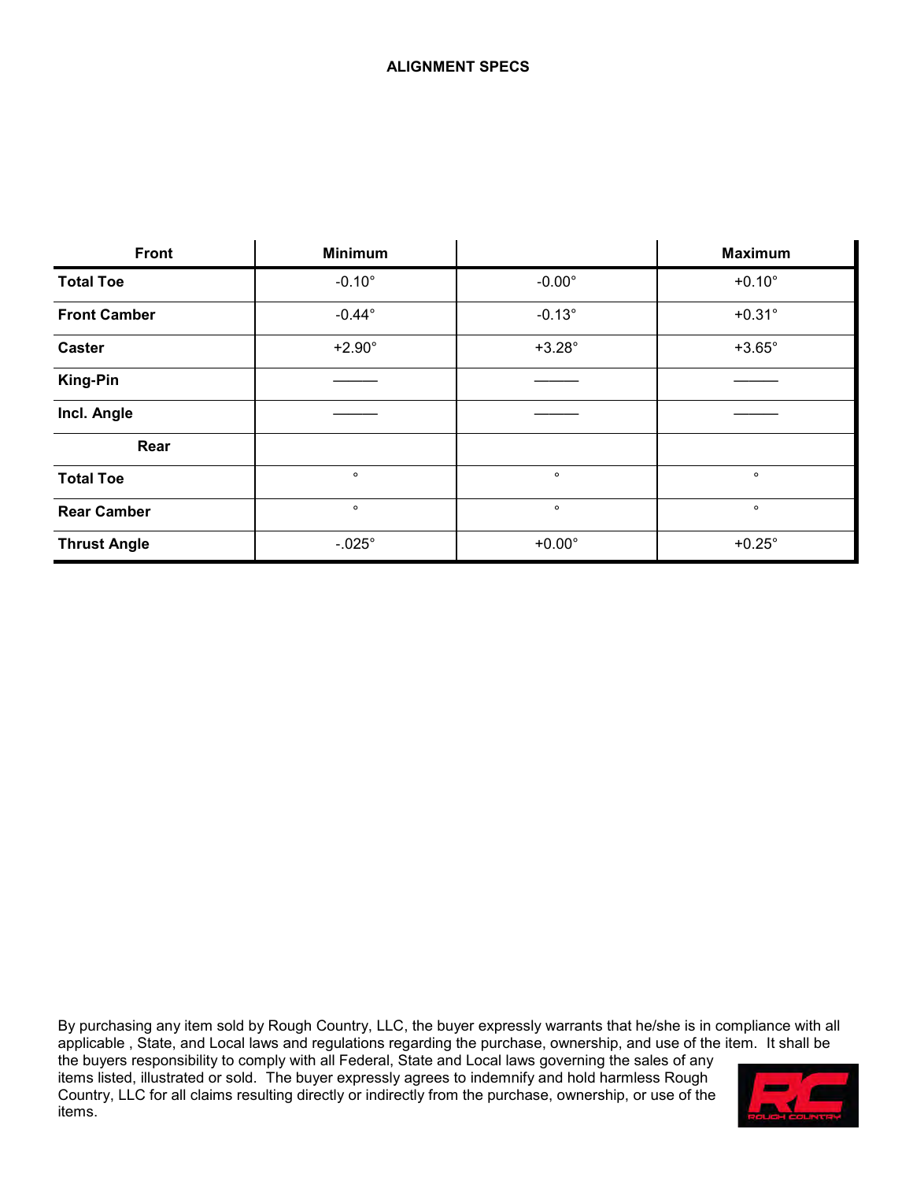**ALIGNMENT SPECS**

| Front | Minimum | | Maximum |
|---|---|---|---|
| **Total Toe** | -0.10° | -0.00° | +0.10° |
| **Front Camber** | -0.44° | -0.13° | +0.31° |
| **Caster** | +2.90° | +3.28° | +3.65° |
| **King-Pin** | ——— | ——— | ——— |
| **Incl. Angle** | ——— | ——— | ——— |
| **Rear** | | | |
| **Total Toe** | ° | ° | ° |
| **Rear Camber** | ° | ° | ° |
| **Thrust Angle** | -.025° | +0.00° | +0.25° |

By purchasing any item sold by Rough Country, LLC, the buyer expressly warrants that he/she is in compliance with all applicable , State, and Local laws and regulations regarding the purchase, ownership, and use of the item. It shall be the buyers responsibility to comply with all Federal, State and Local laws governing the sales of any items listed, illustrated or sold. The buyer expressly agrees to indemnify and hold harmless Rough Country, LLC for all claims resulting directly or indirectly from the purchase, ownership, or use of the items.